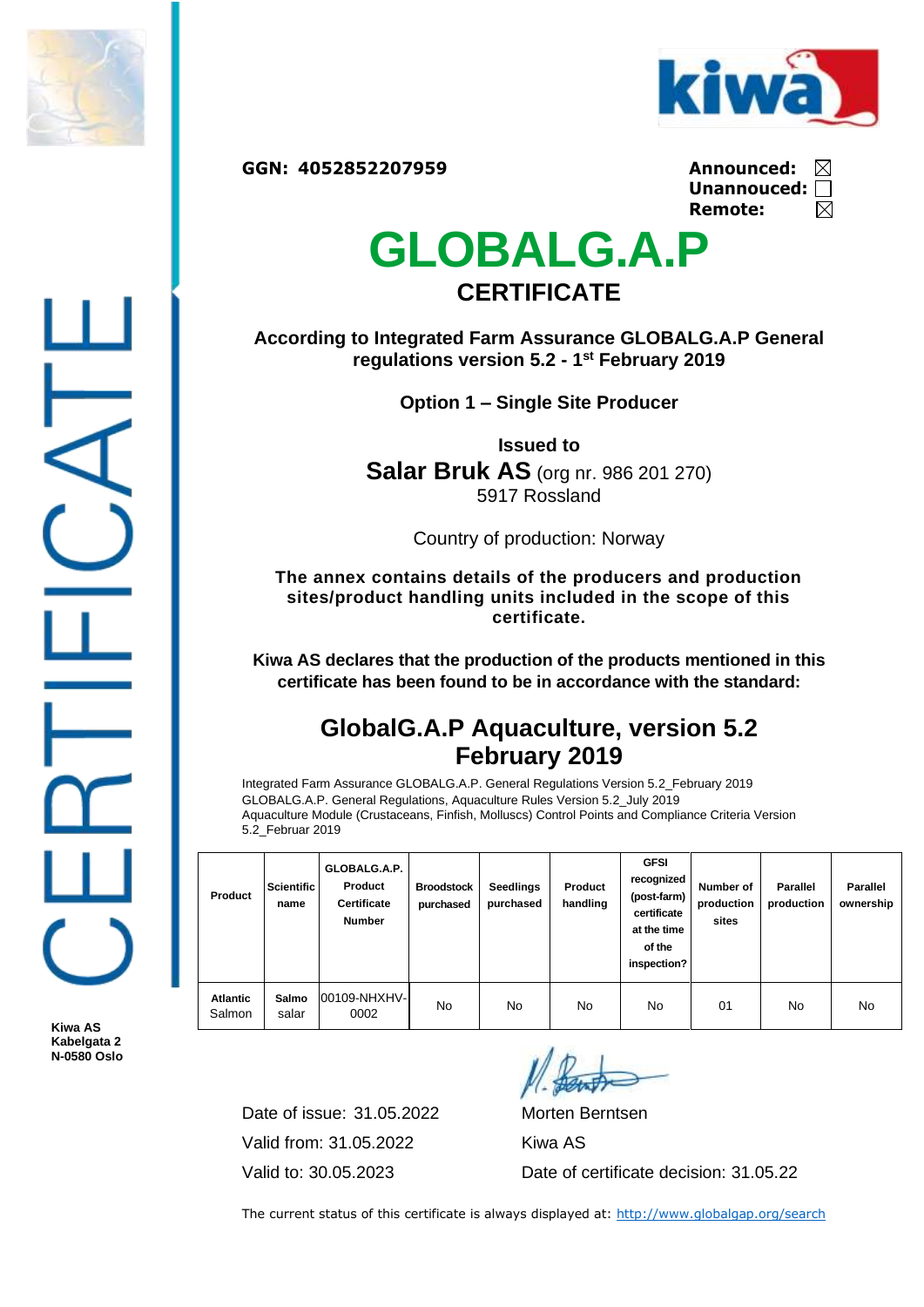GGN: 4052852207959

**Announced:** ☒
**Unannouced:** ☐
**Remote:** ☒

# GLOBALG.A.P

## CERTIFICATE

**According to Integrated Farm Assurance GLOBALG.A.P General regulations version 5.2 - 1st February 2019**

**Option 1 – Single Site Producer**

**Issued to**

**Salar Bruk AS** (org nr. 986 201 270)
5917 Rossland

Country of production: Norway

**The annex contains details of the producers and production sites/product handling units included in the scope of this certificate.**

**Kiwa AS declares that the production of the products mentioned in this certificate has been found to be in accordance with the standard:**

## GlobalG.A.P Aquaculture, version 5.2 February 2019

Integrated Farm Assurance GLOBALG.A.P. General Regulations Version 5.2_February 2019
GLOBALG.A.P. General Regulations, Aquaculture Rules Version 5.2_July 2019
Aquaculture Module (Crustaceans, Finfish, Molluscs) Control Points and Compliance Criteria Version 5.2_Februar 2019

| Product | Scientific name | GLOBALG.A.P. Product Certificate Number | Broodstock purchased | Seedlings purchased | Product handling | GFSI recognized (post-farm) certificate at the time of the inspection? | Number of production sites | Parallel production | Parallel ownership |
|---|---|---|---|---|---|---|---|---|---|
| **Atlantic** Salmon | **Salmo** salar | 00109-NHXHV-0002 | No | No | No | No | 01 | No | No |

Date of issue: 31.05.2022
Valid from: 31.05.2022
Valid to: 30.05.2023

Morten Berntsen
Kiwa AS
Date of certificate decision: 31.05.22

The current status of this certificate is always displayed at: http://www.globalgap.org/search

**Kiwa AS**
**Kabelgata 2**
**N-0580 Oslo**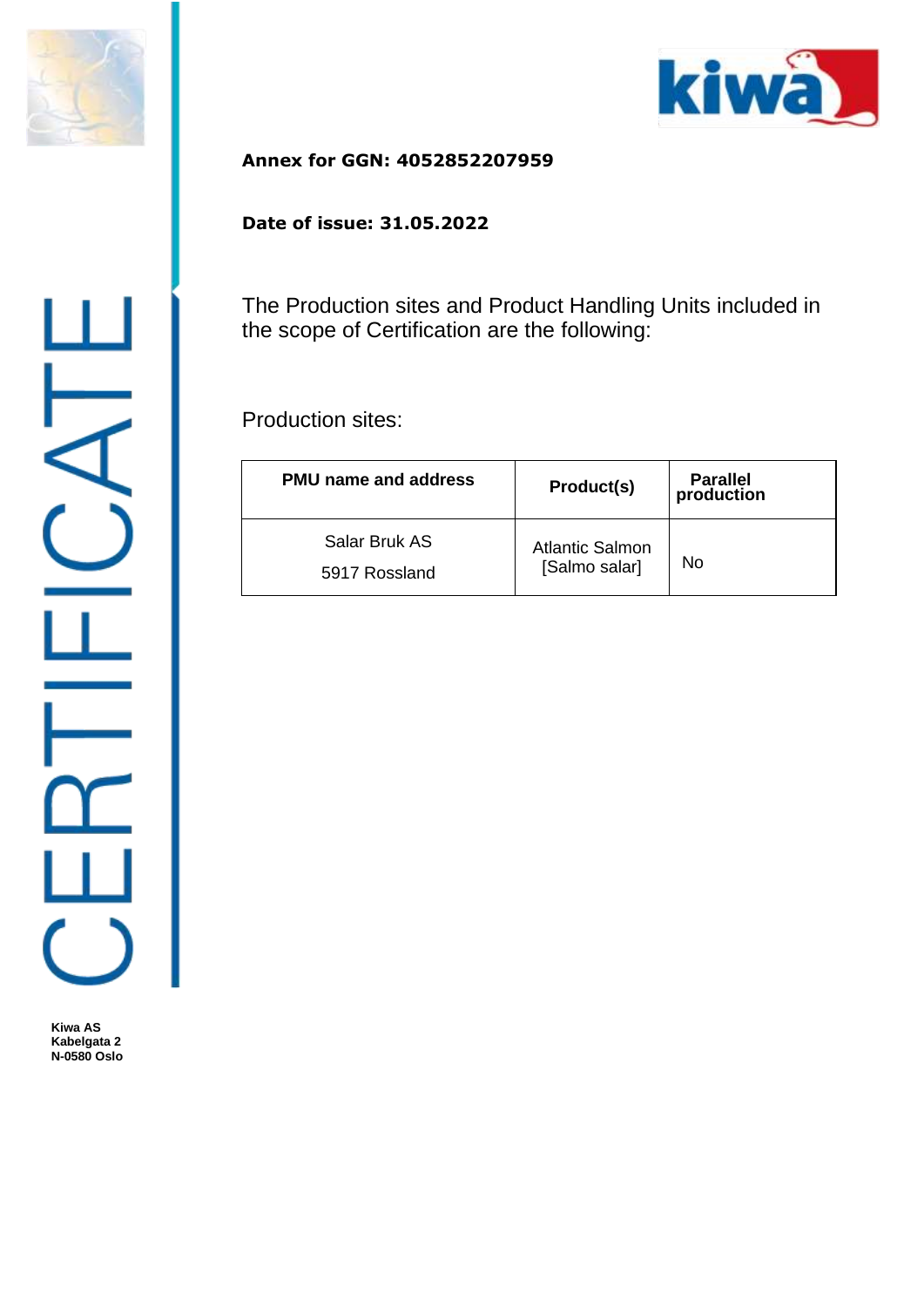**Annex for GGN: 4052852207959**

**Date of issue: 31.05.2022**

The Production sites and Product Handling Units included in the scope of Certification are the following:

Production sites:

| PMU name and address | Product(s) | Parallel production |
| --- | --- | --- |
| Salar Bruk AS 5917 Rossland | Atlantic Salmon [Salmo salar] | No |

Kiwa AS
Kabelgata 2
N-0580 Oslo